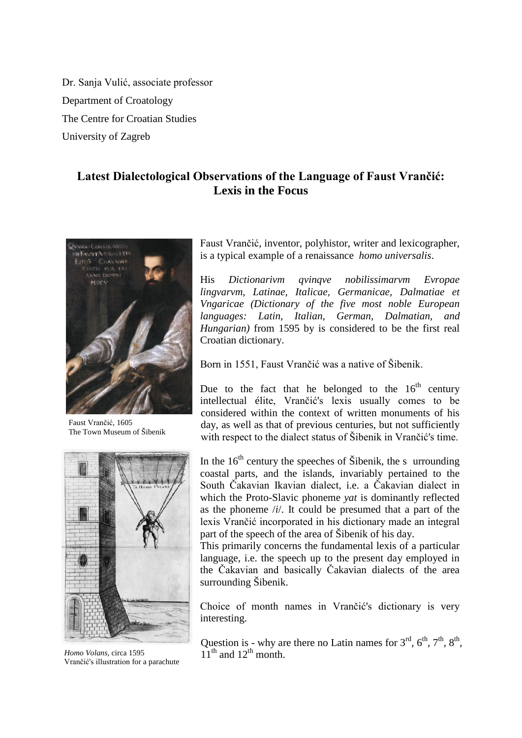Dr. Sanja Vulić, associate professor

Department of Croatology

The Centre for Croatian Studies

University of Zagreb

# Latest Dialectological Observations of the Language of Faust Vrančić: Lexis in the Focus

Faust Vrančić, 1605
The Town Museum of Šibenik

*Homo Volans*, circa 1595
Vrančić's illustration for a parachute

Faust Vrančić, inventor, polyhistor, writer and lexicographer, is a typical example of a renaissance *homo universalis*.

His *Dictionarivm qvinqve nobilissimarvm Evropae lingvarvm, Latinae, Italicae, Germanicae, Dalmatiae et Vngaricae (Dictionary of the five most noble European languages: Latin, Italian, German, Dalmatian, and Hungarian)* from 1595 by is considered to be the first real Croatian dictionary.

Born in 1551, Faust Vrančić was a native of Šibenik.

Due to the fact that he belonged to the 16th century intellectual élite, Vrančić's lexis usually comes to be considered within the context of written monuments of his day, as well as that of previous centuries, but not sufficiently with respect to the dialect status of Šibenik in Vrančić's time.

In the 16th century the speeches of Šibenik, the s urrounding coastal parts, and the islands, invariably pertained to the South Čakavian Ikavian dialect, i.e. a Čakavian dialect in which the Proto-Slavic phoneme *yat* is dominantly reflected as the phoneme /i/. It could be presumed that a part of the lexis Vrančić incorporated in his dictionary made an integral part of the speech of the area of Šibenik of his day.

This primarily concerns the fundamental lexis of a particular language, i.e. the speech up to the present day employed in the Čakavian and basically Čakavian dialects of the area surrounding Šibenik.

Choice of month names in Vrančić's dictionary is very interesting.

Question is - why are there no Latin names for 3rd, 6th, 7th, 8th, 11th and 12th month.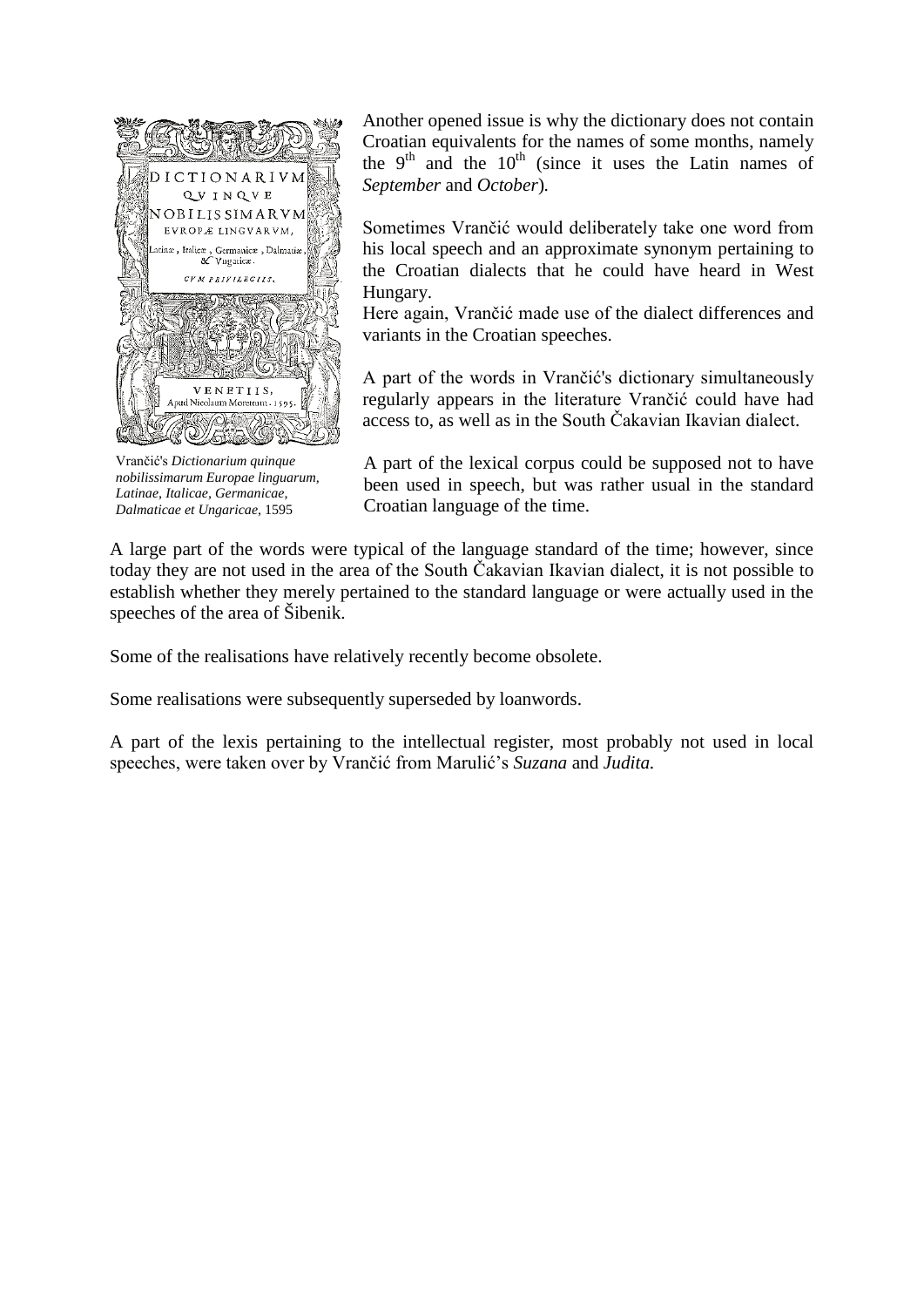Vrančić's *Dictionarium quinque nobilissimarum Europae linguarum, Latinae, Italicae, Germanicae, Dalmaticae et Ungaricae*, 1595

Another opened issue is why the dictionary does not contain Croatian equivalents for the names of some months, namely the 9th and the 10th (since it uses the Latin names of *September* and *October*).

Sometimes Vrančić would deliberately take one word from his local speech and an approximate synonym pertaining to the Croatian dialects that he could have heard in West Hungary.
Here again, Vrančić made use of the dialect differences and variants in the Croatian speeches.

A part of the words in Vrančić's dictionary simultaneously regularly appears in the literature Vrančić could have had access to, as well as in the South Čakavian Ikavian dialect.

A part of the lexical corpus could be supposed not to have been used in speech, but was rather usual in the standard Croatian language of the time.

A large part of the words were typical of the language standard of the time; however, since today they are not used in the area of the South Čakavian Ikavian dialect, it is not possible to establish whether they merely pertained to the standard language or were actually used in the speeches of the area of Šibenik.

Some of the realisations have relatively recently become obsolete.

Some realisations were subsequently superseded by loanwords.

A part of the lexis pertaining to the intellectual register, most probably not used in local speeches, were taken over by Vrančić from Marulić's *Suzana* and *Judita.*